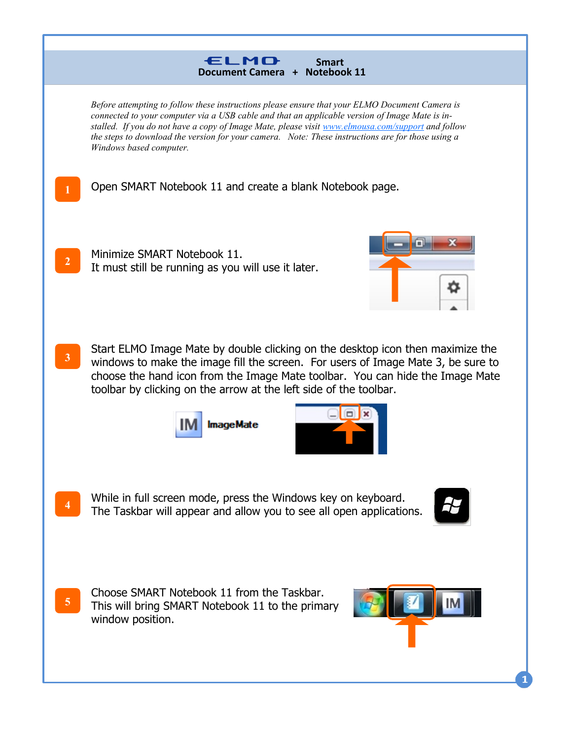# ELMO Document Camera + Smart Notebook 11

*Before attempting to follow these instructions please ensure that your ELMO Document Camera is connected to your computer via a USB cable and that an applicable version of Image Mate is installed. If you do not have a copy of Image Mate, please visit [www.elmousa.com/support](www.elmousa.com/support) and follow the steps to download the version for your camera. Note: These instructions are for those using a Windows based computer.*

1. Open SMART Notebook 11 and create a blank Notebook page.

2. Minimize SMART Notebook 11.
   It must still be running as you will use it later.

3. Start ELMO Image Mate by double clicking on the desktop icon then maximize the windows to make the image fill the screen. For users of Image Mate 3, be sure to choose the hand icon from the Image Mate toolbar. You can hide the Image Mate toolbar by clicking on the arrow at the left side of the toolbar.

4. While in full screen mode, press the Windows key on keyboard.
   The Taskbar will appear and allow you to see all open applications.

5. Choose SMART Notebook 11 from the Taskbar.
   This will bring SMART Notebook 11 to the primary window position.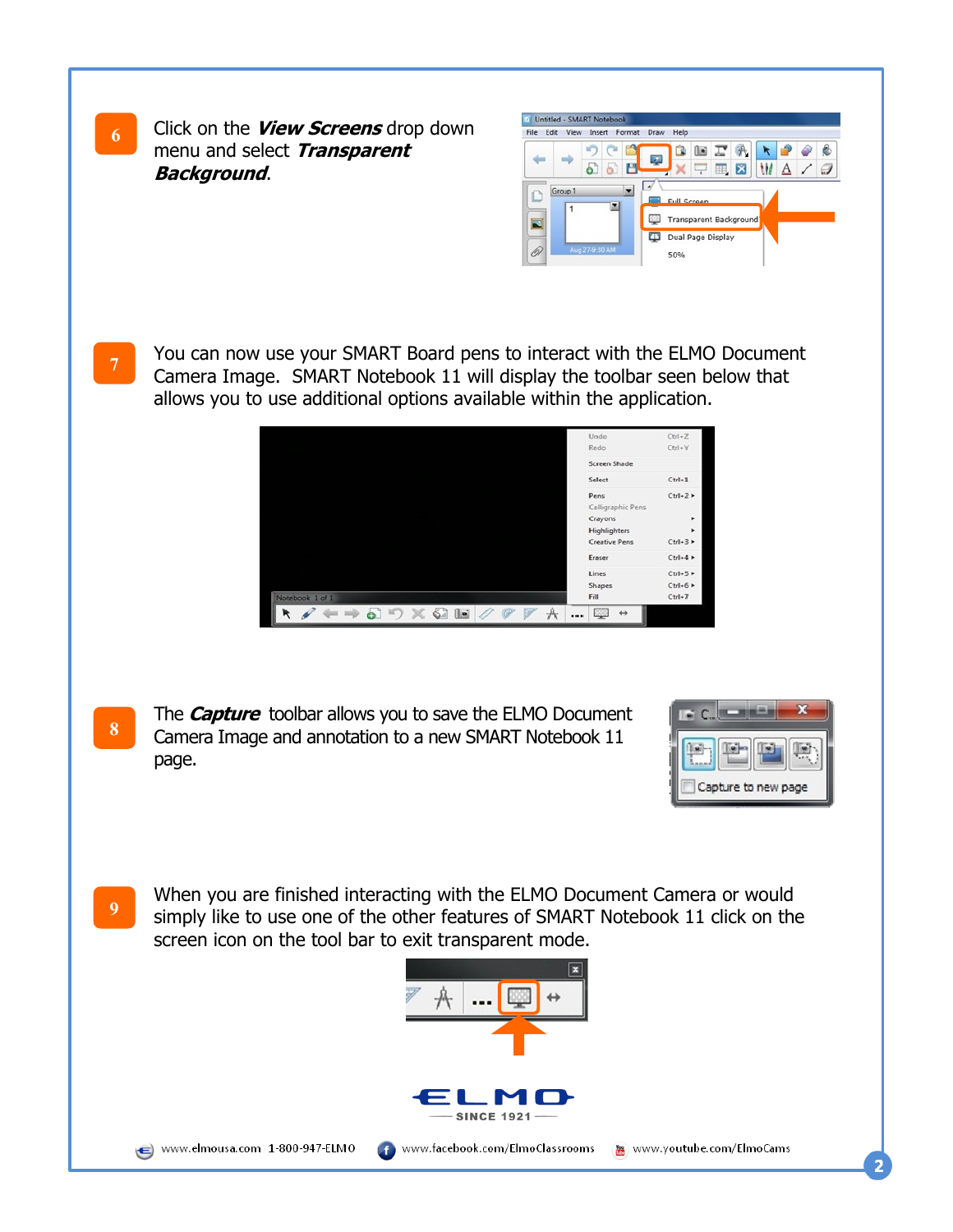**6** Click on the ***View Screens*** drop down menu and select ***Transparent Background***.

**7** You can now use your SMART Board pens to interact with the ELMO Document Camera Image. SMART Notebook 11 will display the toolbar seen below that allows you to use additional options available within the application.

**8** The ***Capture*** toolbar allows you to save the ELMO Document Camera Image and annotation to a new SMART Notebook 11 page.

**9** When you are finished interacting with the ELMO Document Camera or would simply like to use one of the other features of SMART Notebook 11 click on the screen icon on the tool bar to exit transparent mode.

ELMO — SINCE 1921 —

www.elmousa.com 1-800-947-ELMO www.facebook.com/ElmoClassrooms www.youtube.com/ElmoCams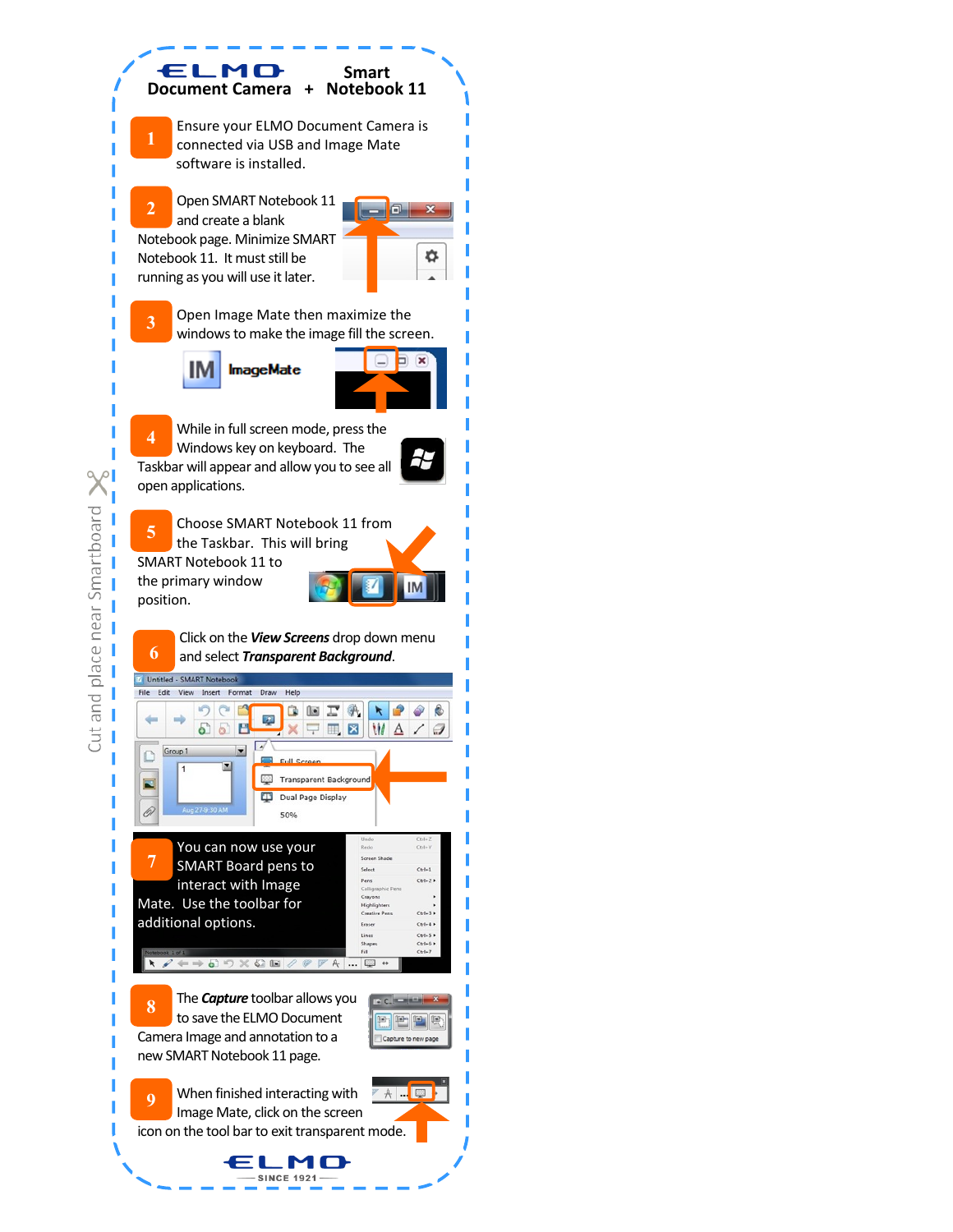# ELMO Document Camera + Smart Notebook 11

1. Ensure your ELMO Document Camera is connected via USB and Image Mate software is installed.

2. Open SMART Notebook 11 and create a blank Notebook page. Minimize SMART Notebook 11. It must still be running as you will use it later.

3. Open Image Mate then maximize the windows to make the image fill the screen.

4. While in full screen mode, press the Windows key on keyboard. The Taskbar will appear and allow you to see all open applications.

5. Choose SMART Notebook 11 from the Taskbar. This will bring SMART Notebook 11 to the primary window position.

6. Click on the ***View Screens*** drop down menu and select ***Transparent Background***.

7. You can now use your SMART Board pens to interact with Image Mate. Use the toolbar for additional options.

8. The ***Capture*** toolbar allows you to save the ELMO Document Camera Image and annotation to a new SMART Notebook 11 page.

9. When finished interacting with Image Mate, click on the screen icon on the tool bar to exit transparent mode.

Cut and place near Smartboard

ELMO SINCE 1921